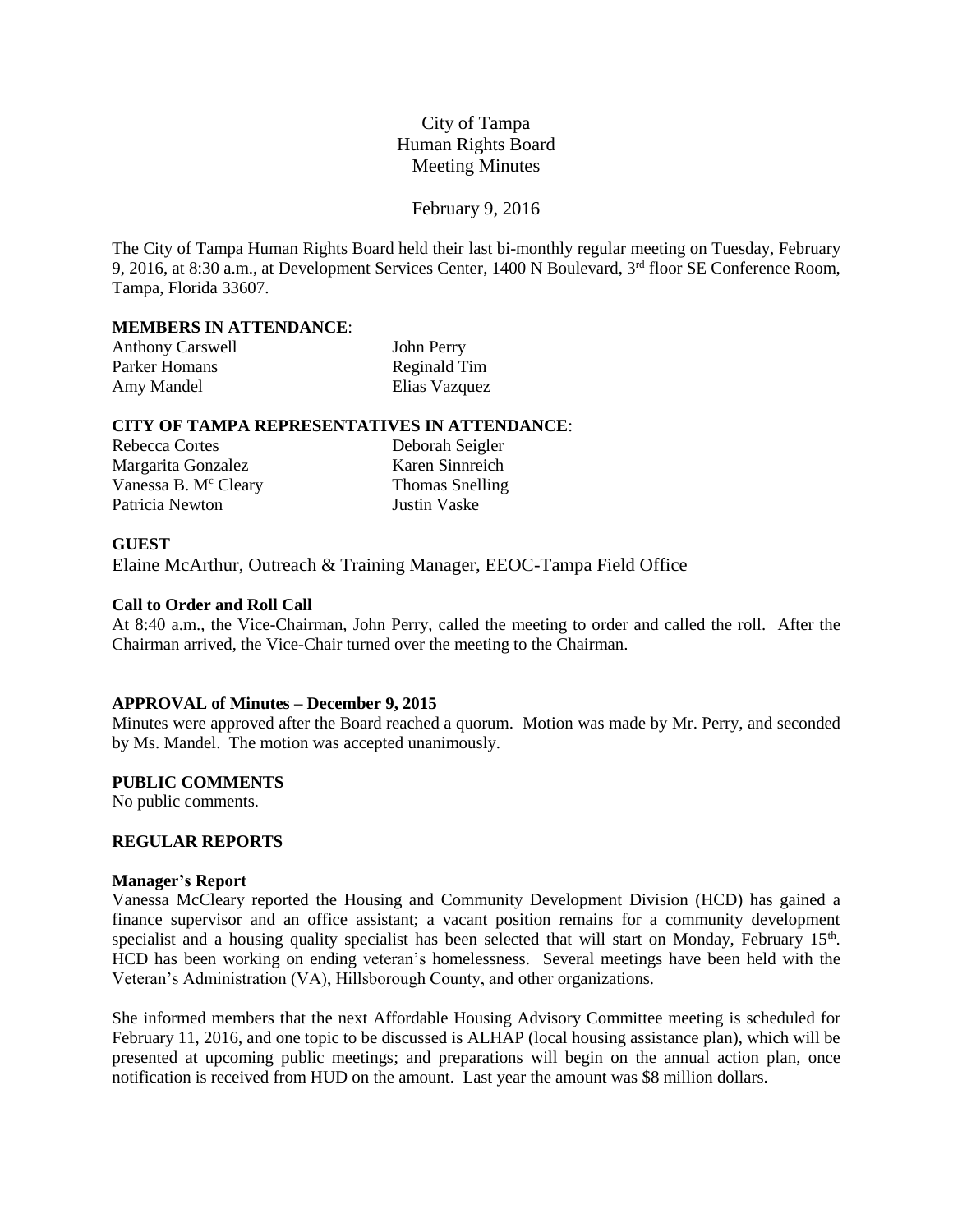City of Tampa
Human Rights Board
Meeting Minutes

February 9, 2016

The City of Tampa Human Rights Board held their last bi-monthly regular meeting on Tuesday, February 9, 2016, at 8:30 a.m., at Development Services Center, 1400 N Boulevard, 3rd floor SE Conference Room, Tampa, Florida 33607.

**MEMBERS IN ATTENDANCE**:

| | |
|---|---|
| Anthony Carswell | John Perry |
| Parker Homans | Reginald Tim |
| Amy Mandel | Elias Vazquez |

**CITY OF TAMPA REPRESENTATIVES IN ATTENDANCE**:

| | |
|---|---|
| Rebecca Cortes | Deborah Seigler |
| Margarita Gonzalez | Karen Sinnreich |
| Vanessa B. McCleary | Thomas Snelling |
| Patricia Newton | Justin Vaske |

**GUEST**

Elaine McArthur, Outreach & Training Manager, EEOC-Tampa Field Office

**Call to Order and Roll Call**

At 8:40 a.m., the Vice-Chairman, John Perry, called the meeting to order and called the roll. After the Chairman arrived, the Vice-Chair turned over the meeting to the Chairman.

**APPROVAL of Minutes – December 9, 2015**

Minutes were approved after the Board reached a quorum. Motion was made by Mr. Perry, and seconded by Ms. Mandel. The motion was accepted unanimously.

**PUBLIC COMMENTS**

No public comments.

**REGULAR REPORTS**

**Manager's Report**

Vanessa McCleary reported the Housing and Community Development Division (HCD) has gained a finance supervisor and an office assistant; a vacant position remains for a community development specialist and a housing quality specialist has been selected that will start on Monday, February 15th. HCD has been working on ending veteran's homelessness. Several meetings have been held with the Veteran's Administration (VA), Hillsborough County, and other organizations.

She informed members that the next Affordable Housing Advisory Committee meeting is scheduled for February 11, 2016, and one topic to be discussed is ALHAP (local housing assistance plan), which will be presented at upcoming public meetings; and preparations will begin on the annual action plan, once notification is received from HUD on the amount. Last year the amount was $8 million dollars.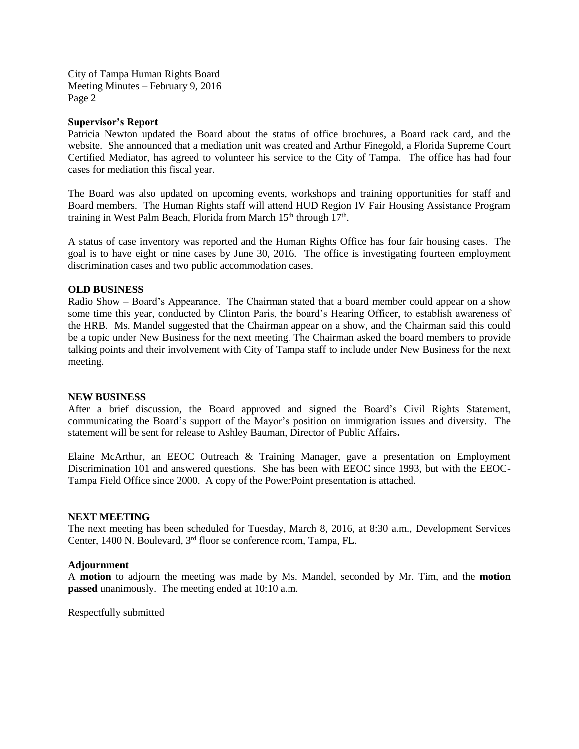### Supervisor's Report

Patricia Newton updated the Board about the status of office brochures, a Board rack card, and the website. She announced that a mediation unit was created and Arthur Finegold, a Florida Supreme Court Certified Mediator, has agreed to volunteer his service to the City of Tampa. The office has had four cases for mediation this fiscal year.

The Board was also updated on upcoming events, workshops and training opportunities for staff and Board members. The Human Rights staff will attend HUD Region IV Fair Housing Assistance Program training in West Palm Beach, Florida from March 15th through 17th.

A status of case inventory was reported and the Human Rights Office has four fair housing cases. The goal is to have eight or nine cases by June 30, 2016. The office is investigating fourteen employment discrimination cases and two public accommodation cases.

### OLD BUSINESS

Radio Show – Board's Appearance. The Chairman stated that a board member could appear on a show some time this year, conducted by Clinton Paris, the board's Hearing Officer, to establish awareness of the HRB. Ms. Mandel suggested that the Chairman appear on a show, and the Chairman said this could be a topic under New Business for the next meeting. The Chairman asked the board members to provide talking points and their involvement with City of Tampa staff to include under New Business for the next meeting.

### NEW BUSINESS

After a brief discussion, the Board approved and signed the Board's Civil Rights Statement, communicating the Board's support of the Mayor's position on immigration issues and diversity. The statement will be sent for release to Ashley Bauman, Director of Public Affairs.

Elaine McArthur, an EEOC Outreach & Training Manager, gave a presentation on Employment Discrimination 101 and answered questions. She has been with EEOC since 1993, but with the EEOC-Tampa Field Office since 2000. A copy of the PowerPoint presentation is attached.

### NEXT MEETING

The next meeting has been scheduled for Tuesday, March 8, 2016, at 8:30 a.m., Development Services Center, 1400 N. Boulevard, 3rd floor se conference room, Tampa, FL.

### Adjournment

A **motion** to adjourn the meeting was made by Ms. Mandel, seconded by Mr. Tim, and the **motion passed** unanimously. The meeting ended at 10:10 a.m.

Respectfully submitted